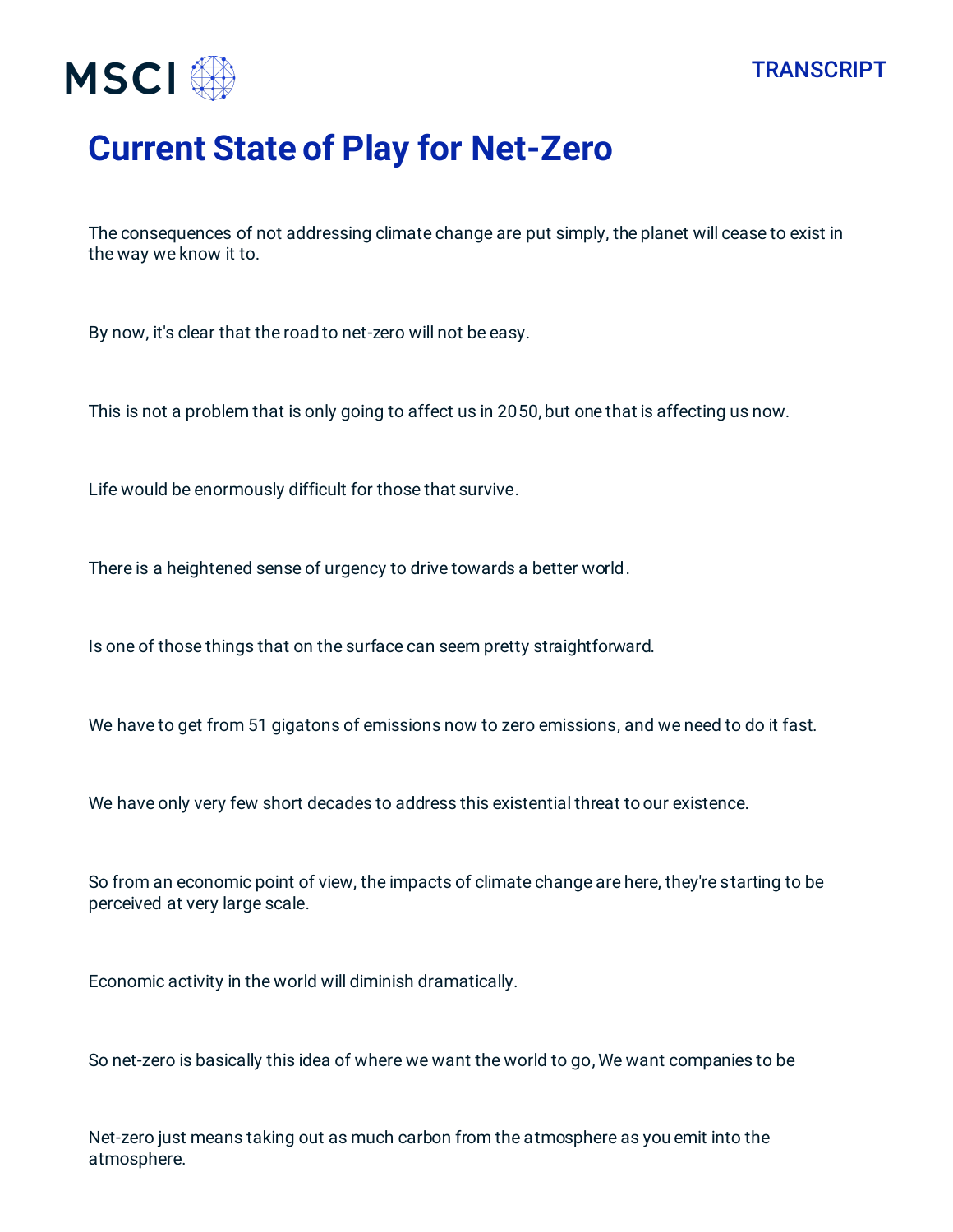# Current State of Play for Net-Zero

The consequences of not addressing climate change are put simply, the planet will cease to exist in the way we know it to.

By now, it's clear that the road to net-zero will not be easy.

This is not a problem that is only going to affect us in 2050, but one that is affecting us now.

Life would be enormously difficult for those that survive.

There is a heightened sense of urgency to drive towards a better world.

Is one of those things that on the surface can seem pretty straightforward.

We have to get from 51 gigatons of emissions now to zero emissions, and we need to do it fast.

We have only very few short decades to address this existential threat to our existence.

So from an economic point of view, the impacts of climate change are here, they're starting to be perceived at very large scale.

Economic activity in the world will diminish dramatically.

So net-zero is basically this idea of where we want the world to go, We want companies to be

Net-zero just means taking out as much carbon from the atmosphere as you emit into the atmosphere.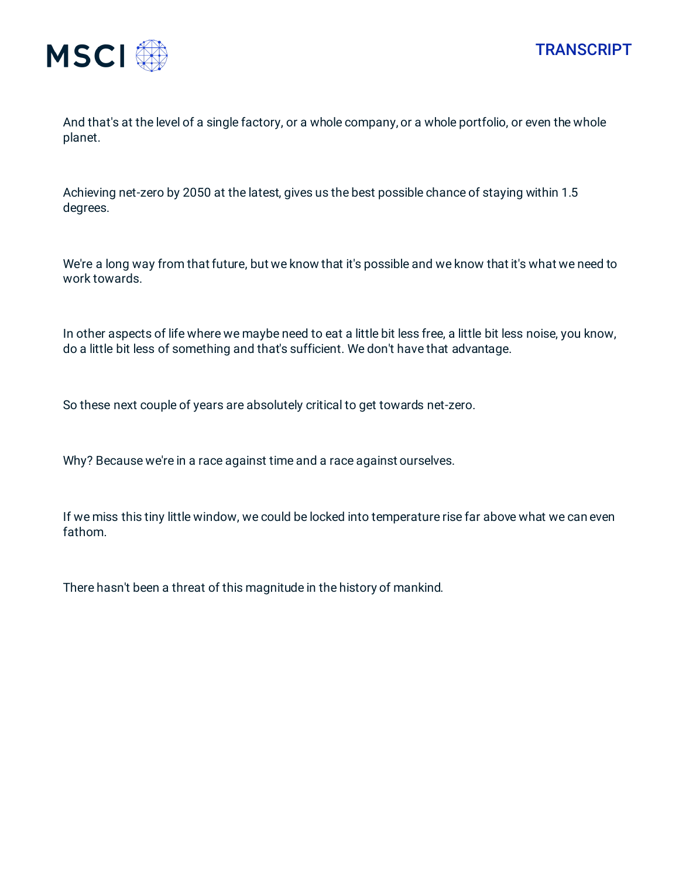And that's at the level of a single factory, or a whole company, or a whole portfolio, or even the whole planet.

Achieving net-zero by 2050 at the latest, gives us the best possible chance of staying within 1.5 degrees.

We're a long way from that future, but we know that it's possible and we know that it's what we need to work towards.

In other aspects of life where we maybe need to eat a little bit less free, a little bit less noise, you know, do a little bit less of something and that's sufficient. We don't have that advantage.

So these next couple of years are absolutely critical to get towards net-zero.

Why? Because we're in a race against time and a race against ourselves.

If we miss this tiny little window, we could be locked into temperature rise far above what we can even fathom.

There hasn't been a threat of this magnitude in the history of mankind.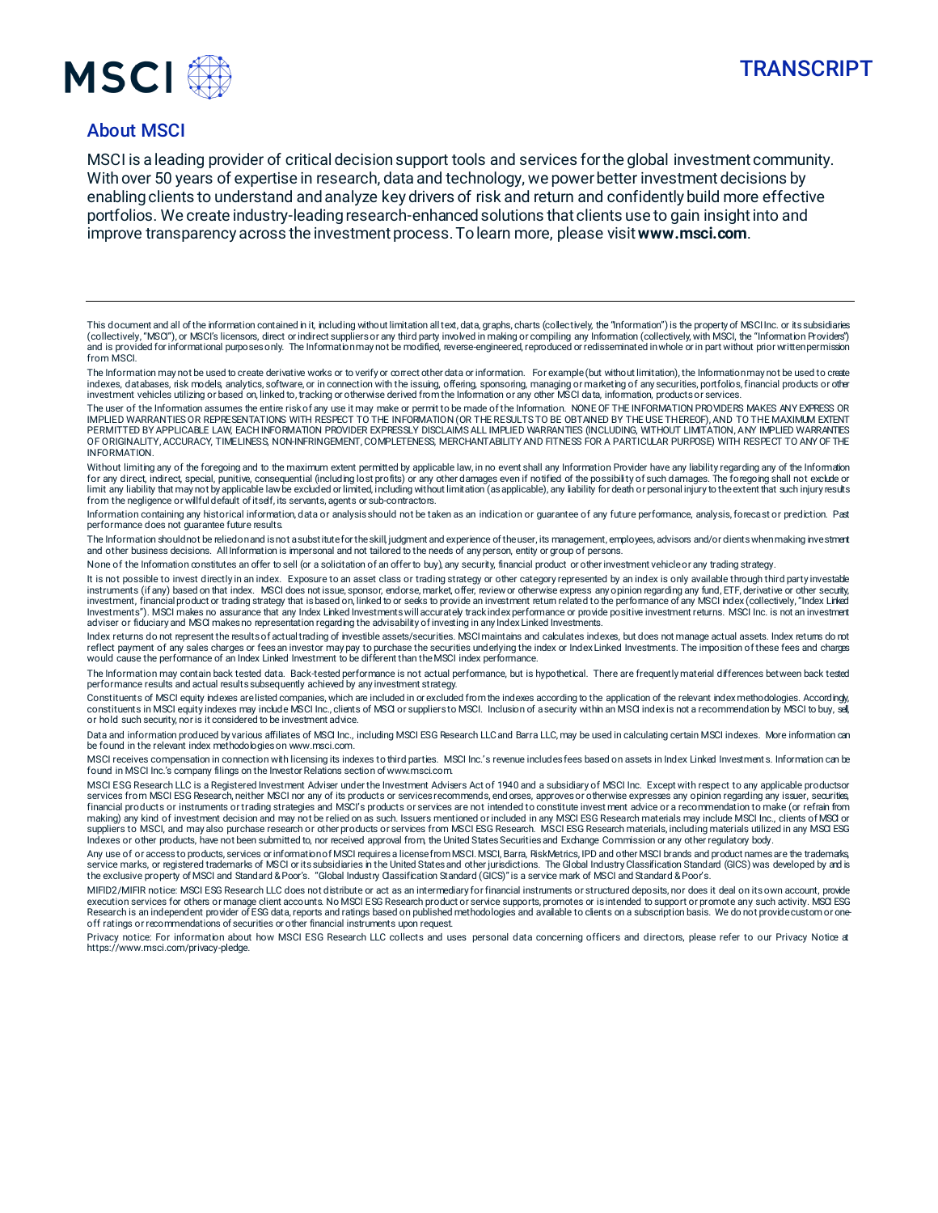## About MSCI

MSCI is a leading provider of critical decision support tools and services for the global investment community. With over 50 years of expertise in research, data and technology, we power better investment decisions by enabling clients to understand and analyze key drivers of risk and return and confidently build more effective portfolios. We create industry-leading research-enhanced solutions that clients use to gain insight into and improve transparency across the investment process. To learn more, please visit **www.msci.com**.

---

This document and all of the information contained in it, including without limitation all text, data, graphs, charts (collectively, the "Information") is the property of MSCI Inc. or its subsidiaries (collectively, "MSCI"), or MSCI's licensors, direct or indirect suppliers or any third party involved in making or compiling any Information (collectively, with MSCI, the "Information Providers") and is provided for informational purposes only. The Information may not be modified, reverse-engineered, reproduced or redisseminated in whole or in part without prior written permission from MSCI.

The Information may not be used to create derivative works or to verify or correct other data or information. For example (but without limitation), the Information may not be used to create indexes, databases, risk models, analytics, software, or in connection with the issuing, offering, sponsoring, managing or marketing of any securities, portfolios, financial products or other investment vehicles utilizing or based on, linked to, tracking or otherwise derived from the Information or any other MSCI data, information, products or services.

The user of the Information assumes the entire risk of any use it may make or permit to be made of the Information. NONE OF THE INFORMATION PROVIDERS MAKES ANY EXPRESS OR IMPLIED WARRANTIES OR REPRESENTATIONS WITH RESPECT TO THE INFORMATION (OR THE RESULTS TO BE OBTAINED BY THE USE THEREOF), AND TO THE MAXIMUM EXTENT PERMITTED BY APPLICABLE LAW, EACH INFORMATION PROVIDER EXPRESSLY DISCLAIMS ALL IMPLIED WARRANTIES (INCLUDING, WITHOUT LIMITATION, ANY IMPLIED WARRANTIES OF ORIGINALITY, ACCURACY, TIMELINESS, NON-INFRINGEMENT, COMPLETENESS, MERCHANTABILITY AND FITNESS FOR A PARTICULAR PURPOSE) WITH RESPECT TO ANY OF THE INFORMATION.

Without limiting any of the foregoing and to the maximum extent permitted by applicable law, in no event shall any Information Provider have any liability regarding any of the Information for any direct, indirect, special, punitive, consequential (including lost profits) or any other damages even if notified of the possibility of such damages. The foregoing shall not exclude or limit any liability that may not by applicable law be excluded or limited, including without limitation (as applicable), any liability for death or personal injury to the extent that such injury results from the negligence or willful default of itself, its servants, agents or sub-contractors.

Information containing any historical information, data or analysis should not be taken as an indication or guarantee of any future performance, analysis, forecast or prediction. Past performance does not guarantee future results.

The Information should not be relied on and is not a substitute for the skill, judgment and experience of the user, its management, employees, advisors and/or clients when making investment and other business decisions. All Information is impersonal and not tailored to the needs of any person, entity or group of persons.

None of the Information constitutes an offer to sell (or a solicitation of an offer to buy), any security, financial product or other investment vehicle or any trading strategy.

It is not possible to invest directly in an index. Exposure to an asset class or trading strategy or other category represented by an index is only available through third party investable instruments (if any) based on that index. MSCI does not issue, sponsor, endorse, market, offer, review or otherwise express any opinion regarding any fund, ETF, derivative or other security, investment, financial product or trading strategy that is based on, linked to or seeks to provide an investment return related to the performance of any MSCI index (collectively, "Index Linked Investments"). MSCI makes no assurance that any Index Linked Investments will accurately track index performance or provide positive investment returns. MSCI Inc. is not an investment adviser or fiduciary and MSCI makes no representation regarding the advisability of investing in any Index Linked Investments.

Index returns do not represent the results of actual trading of investible assets/securities. MSCI maintains and calculates indexes, but does not manage actual assets. Index returns do not reflect payment of any sales charges or fees an investor may pay to purchase the securities underlying the index or Index Linked Investments. The imposition of these fees and charges would cause the performance of an Index Linked Investment to be different than the MSCI index performance.

The Information may contain back tested data. Back-tested performance is not actual performance, but is hypothetical. There are frequently material differences between back tested performance results and actual results subsequently achieved by any investment strategy.

Constituents of MSCI equity indexes are listed companies, which are included in or excluded from the indexes according to the application of the relevant index methodologies. Accordingly, constituents in MSCI equity indexes may include MSCI Inc., clients of MSCI or suppliers to MSCI. Inclusion of a security within an MSCI index is not a recommendation by MSCI to buy, sell, or hold such security, nor is it considered to be investment advice.

Data and information produced by various affiliates of MSCI Inc., including MSCI ESG Research LLC and Barra LLC, may be used in calculating certain MSCI indexes. More information can be found in the relevant index methodologies on www.msci.com.

MSCI receives compensation in connection with licensing its indexes to third parties. MSCI Inc.'s revenue includes fees based on assets in Index Linked Investments. Information can be found in MSCI Inc.'s company filings on the Investor Relations section of www.msci.com.

MSCI ESG Research LLC is a Registered Investment Adviser under the Investment Advisers Act of 1940 and a subsidiary of MSCI Inc. Except with respect to any applicable products or services from MSCI ESG Research, neither MSCI nor any of its products or services recommends, endorses, approves or otherwise expresses any opinion regarding any issuer, securities, financial products or instruments or trading strategies and MSCI's products or services are not intended to constitute investment advice or a recommendation to make (or refrain from making) any kind of investment decision and may not be relied on as such. Issuers mentioned or included in any MSCI ESG Research materials may include MSCI Inc., clients of MSCI or suppliers to MSCI, and may also purchase research or other products or services from MSCI ESG Research. MSCI ESG Research materials, including materials utilized in any MSCI ESG Indexes or other products, have not been submitted to, nor received approval from, the United States Securities and Exchange Commission or any other regulatory body.

Any use of or access to products, services or information of MSCI requires a license from MSCI. MSCI, Barra, RiskMetrics, IPD and other MSCI brands and product names are the trademarks, service marks, or registered trademarks of MSCI or its subsidiaries in the United States and other jurisdictions. The Global Industry Classification Standard (GICS) was developed by and is the exclusive property of MSCI and Standard & Poor's. "Global Industry Classification Standard (GICS)" is a service mark of MSCI and Standard & Poor's.

MIFID2/MIFIR notice: MSCI ESG Research LLC does not distribute or act as an intermediary for financial instruments or structured deposits, nor does it deal on its own account, provide execution services for others or manage client accounts. No MSCI ESG Research product or service supports, promotes or is intended to support or promote any such activity. MSCI ESG Research is an independent provider of ESG data, reports and ratings based on published methodologies and available to clients on a subscription basis. We do not provide custom or one-off ratings or recommendations of securities or other financial instruments upon request.

Privacy notice: For information about how MSCI ESG Research LLC collects and uses personal data concerning officers and directors, please refer to our Privacy Notice at https://www.msci.com/privacy-pledge.